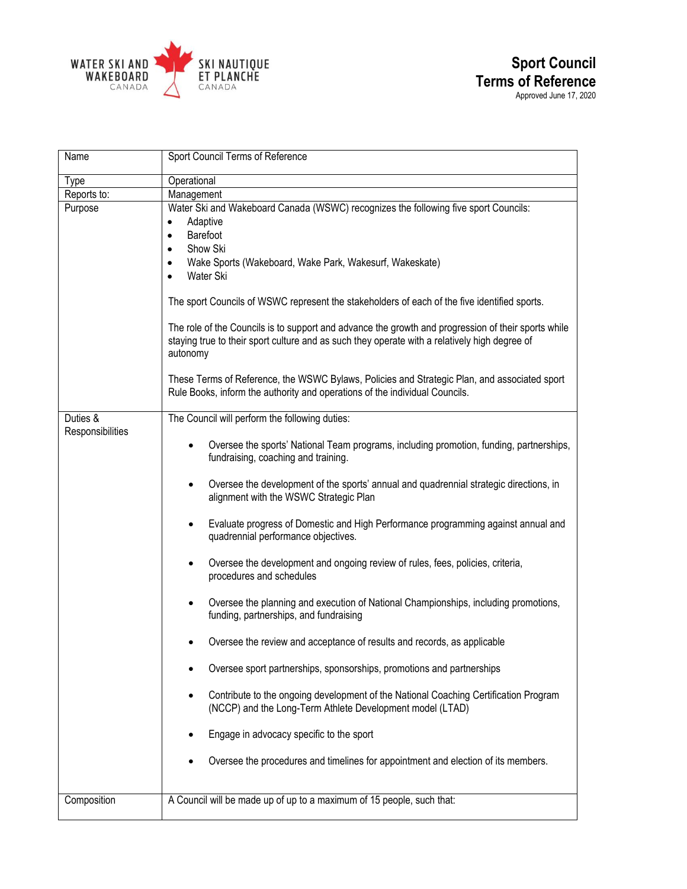WATER SKI AND WAKEBOARD CANADA | SKI NAUTIQUE ET PLANCHE CANADA

# Sport Council Terms of Reference

Approved June 17, 2020

| | |
|---|---|
| Name | Sport Council Terms of Reference |
| Type | Operational |
| Reports to: | Management |
| Purpose | Water Ski and Wakeboard Canada (WSWC) recognizes the following five sport Councils:<br>• Adaptive<br>• Barefoot<br>• Show Ski<br>• Wake Sports (Wakeboard, Wake Park, Wakesurf, Wakeskate)<br>• Water Ski<br><br>The sport Councils of WSWC represent the stakeholders of each of the five identified sports.<br><br>The role of the Councils is to support and advance the growth and progression of their sports while staying true to their sport culture and as such they operate with a relatively high degree of autonomy<br><br>These Terms of Reference, the WSWC Bylaws, Policies and Strategic Plan, and associated sport Rule Books, inform the authority and operations of the individual Councils. |
| Duties & Responsibilities | The Council will perform the following duties:<br><br>• Oversee the sports' National Team programs, including promotion, funding, partnerships, fundraising, coaching and training.<br><br>• Oversee the development of the sports' annual and quadrennial strategic directions, in alignment with the WSWC Strategic Plan<br><br>• Evaluate progress of Domestic and High Performance programming against annual and quadrennial performance objectives.<br><br>• Oversee the development and ongoing review of rules, fees, policies, criteria, procedures and schedules<br><br>• Oversee the planning and execution of National Championships, including promotions, funding, partnerships, and fundraising<br><br>• Oversee the review and acceptance of results and records, as applicable<br><br>• Oversee sport partnerships, sponsorships, promotions and partnerships<br><br>• Contribute to the ongoing development of the National Coaching Certification Program (NCCP) and the Long-Term Athlete Development model (LTAD)<br><br>• Engage in advocacy specific to the sport<br><br>• Oversee the procedures and timelines for appointment and election of its members. |
| Composition | A Council will be made up of up to a maximum of 15 people, such that: |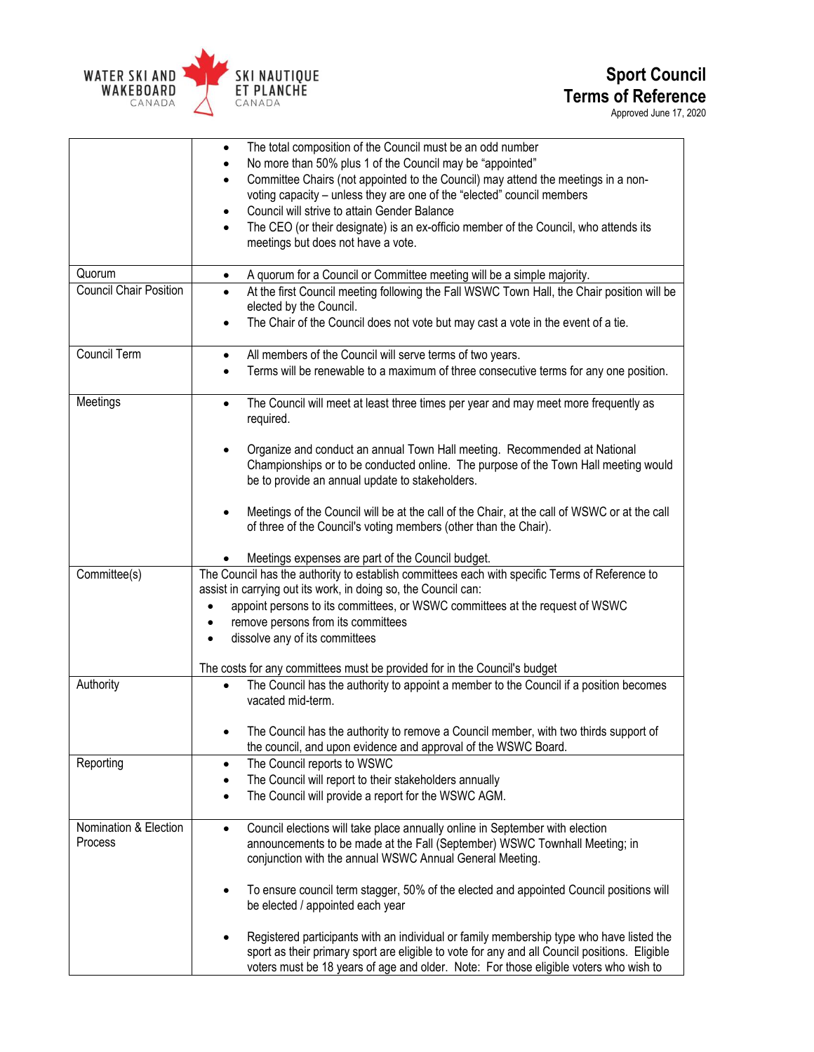| | |
|---|---|
| | • The total composition of the Council must be an odd number<br>• No more than 50% plus 1 of the Council may be "appointed"<br>• Committee Chairs (not appointed to the Council) may attend the meetings in a non-voting capacity – unless they are one of the "elected" council members<br>• Council will strive to attain Gender Balance<br>• The CEO (or their designate) is an ex-officio member of the Council, who attends its meetings but does not have a vote. |
| Quorum | • A quorum for a Council or Committee meeting will be a simple majority. |
| Council Chair Position | • At the first Council meeting following the Fall WSWC Town Hall, the Chair position will be elected by the Council.<br>• The Chair of the Council does not vote but may cast a vote in the event of a tie. |
| Council Term | • All members of the Council will serve terms of two years.<br>• Terms will be renewable to a maximum of three consecutive terms for any one position. |
| Meetings | • The Council will meet at least three times per year and may meet more frequently as required.<br>• Organize and conduct an annual Town Hall meeting. Recommended at National Championships or to be conducted online. The purpose of the Town Hall meeting would be to provide an annual update to stakeholders.<br>• Meetings of the Council will be at the call of the Chair, at the call of WSWC or at the call of three of the Council's voting members (other than the Chair).<br>• Meetings expenses are part of the Council budget. |
| Committee(s) | The Council has the authority to establish committees each with specific Terms of Reference to assist in carrying out its work, in doing so, the Council can:<br>• appoint persons to its committees, or WSWC committees at the request of WSWC<br>• remove persons from its committees<br>• dissolve any of its committees<br><br>The costs for any committees must be provided for in the Council's budget |
| Authority | • The Council has the authority to appoint a member to the Council if a position becomes vacated mid-term.<br>• The Council has the authority to remove a Council member, with two thirds support of the council, and upon evidence and approval of the WSWC Board. |
| Reporting | • The Council reports to WSWC<br>• The Council will report to their stakeholders annually<br>• The Council will provide a report for the WSWC AGM. |
| Nomination & Election Process | • Council elections will take place annually online in September with election announcements to be made at the Fall (September) WSWC Townhall Meeting; in conjunction with the annual WSWC Annual General Meeting.<br>• To ensure council term stagger, 50% of the elected and appointed Council positions will be elected / appointed each year<br>• Registered participants with an individual or family membership type who have listed the sport as their primary sport are eligible to vote for any and all Council positions. Eligible voters must be 18 years of age and older. Note: For those eligible voters who wish to |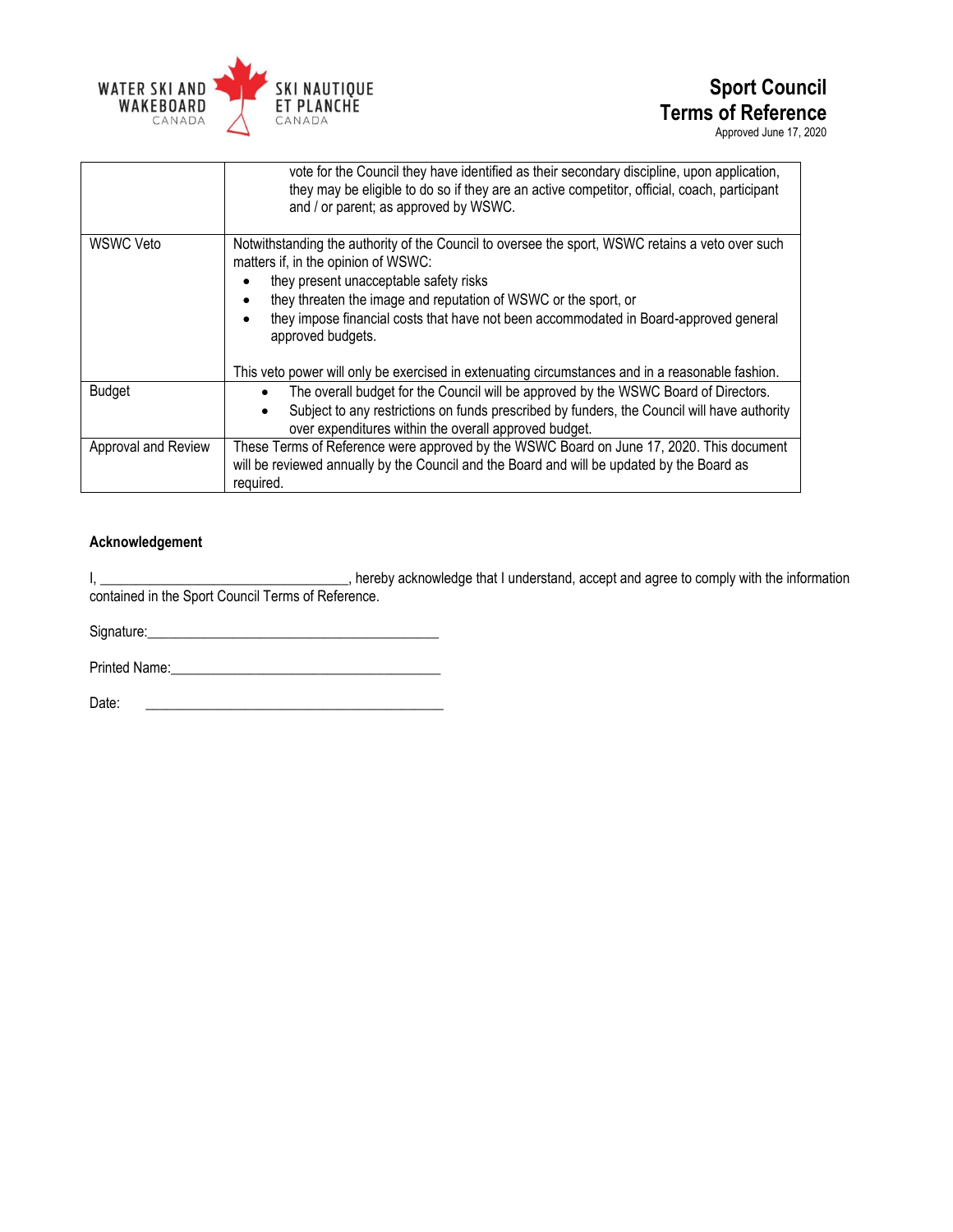| | |
|---|---|
| | vote for the Council they have identified as their secondary discipline, upon application, they may be eligible to do so if they are an active competitor, official, coach, participant and / or parent; as approved by WSWC. |
| WSWC Veto | Notwithstanding the authority of the Council to oversee the sport, WSWC retains a veto over such matters if, in the opinion of WSWC:<br>• they present unacceptable safety risks<br>• they threaten the image and reputation of WSWC or the sport, or<br>• they impose financial costs that have not been accommodated in Board-approved general approved budgets.<br><br>This veto power will only be exercised in extenuating circumstances and in a reasonable fashion. |
| Budget | • The overall budget for the Council will be approved by the WSWC Board of Directors.<br>• Subject to any restrictions on funds prescribed by funders, the Council will have authority over expenditures within the overall approved budget. |
| Approval and Review | These Terms of Reference were approved by the WSWC Board on June 17, 2020. This document will be reviewed annually by the Council and the Board and will be updated by the Board as required. |

**Acknowledgement**

I, ___________________________________, hereby acknowledge that I understand, accept and agree to comply with the information contained in the Sport Council Terms of Reference.

Signature:_________________________________________

Printed Name:______________________________________

Date: __________________________________________